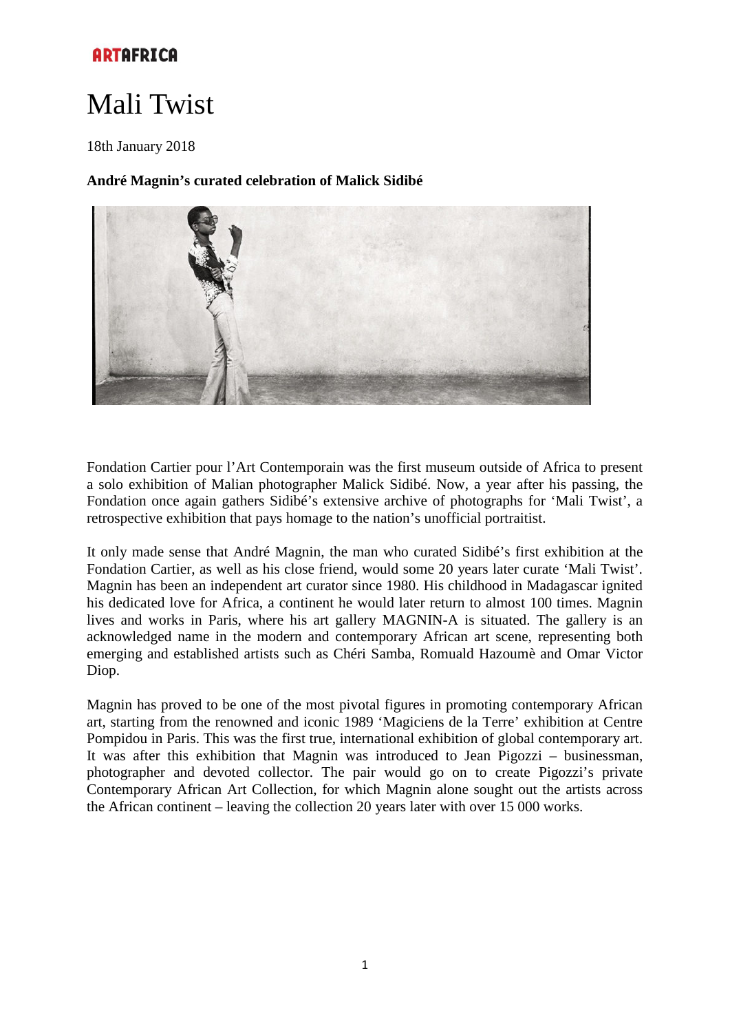ARTAFRICA

# Mali Twist

18th January 2018

**André Magnin's curated celebration of Malick Sidibé**

Fondation Cartier pour l'Art Contemporain was the first museum outside of Africa to present a solo exhibition of Malian photographer Malick Sidibé. Now, a year after his passing, the Fondation once again gathers Sidibé's extensive archive of photographs for 'Mali Twist', a retrospective exhibition that pays homage to the nation's unofficial portraitist.

It only made sense that André Magnin, the man who curated Sidibé's first exhibition at the Fondation Cartier, as well as his close friend, would some 20 years later curate 'Mali Twist'. Magnin has been an independent art curator since 1980. His childhood in Madagascar ignited his dedicated love for Africa, a continent he would later return to almost 100 times. Magnin lives and works in Paris, where his art gallery MAGNIN-A is situated. The gallery is an acknowledged name in the modern and contemporary African art scene, representing both emerging and established artists such as Chéri Samba, Romuald Hazoumè and Omar Victor Diop.

Magnin has proved to be one of the most pivotal figures in promoting contemporary African art, starting from the renowned and iconic 1989 'Magiciens de la Terre' exhibition at Centre Pompidou in Paris. This was the first true, international exhibition of global contemporary art. It was after this exhibition that Magnin was introduced to Jean Pigozzi – businessman, photographer and devoted collector. The pair would go on to create Pigozzi's private Contemporary African Art Collection, for which Magnin alone sought out the artists across the African continent – leaving the collection 20 years later with over 15 000 works.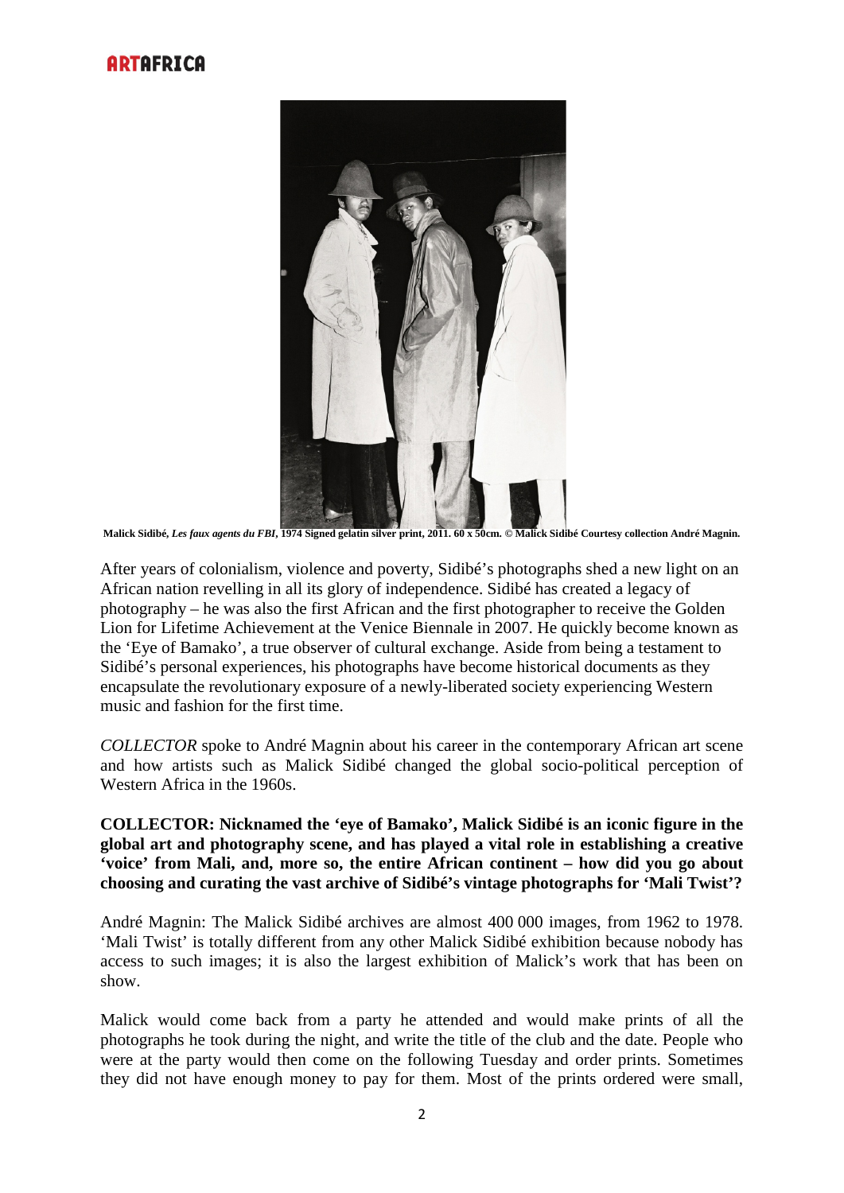**Malick Sidibé, *Les faux agents du FBI*, 1974 Signed gelatin silver print, 2011. 60 x 50cm. © Malick Sidibé Courtesy collection André Magnin.**

After years of colonialism, violence and poverty, Sidibé's photographs shed a new light on an African nation revelling in all its glory of independence. Sidibé has created a legacy of photography – he was also the first African and the first photographer to receive the Golden Lion for Lifetime Achievement at the Venice Biennale in 2007. He quickly become known as the 'Eye of Bamako', a true observer of cultural exchange. Aside from being a testament to Sidibé's personal experiences, his photographs have become historical documents as they encapsulate the revolutionary exposure of a newly-liberated society experiencing Western music and fashion for the first time.

*COLLECTOR* spoke to André Magnin about his career in the contemporary African art scene and how artists such as Malick Sidibé changed the global socio-political perception of Western Africa in the 1960s.

**COLLECTOR: Nicknamed the 'eye of Bamako', Malick Sidibé is an iconic figure in the global art and photography scene, and has played a vital role in establishing a creative 'voice' from Mali, and, more so, the entire African continent – how did you go about choosing and curating the vast archive of Sidibé's vintage photographs for 'Mali Twist'?**

André Magnin: The Malick Sidibé archives are almost 400 000 images, from 1962 to 1978. 'Mali Twist' is totally different from any other Malick Sidibé exhibition because nobody has access to such images; it is also the largest exhibition of Malick's work that has been on show.

Malick would come back from a party he attended and would make prints of all the photographs he took during the night, and write the title of the club and the date. People who were at the party would then come on the following Tuesday and order prints. Sometimes they did not have enough money to pay for them. Most of the prints ordered were small,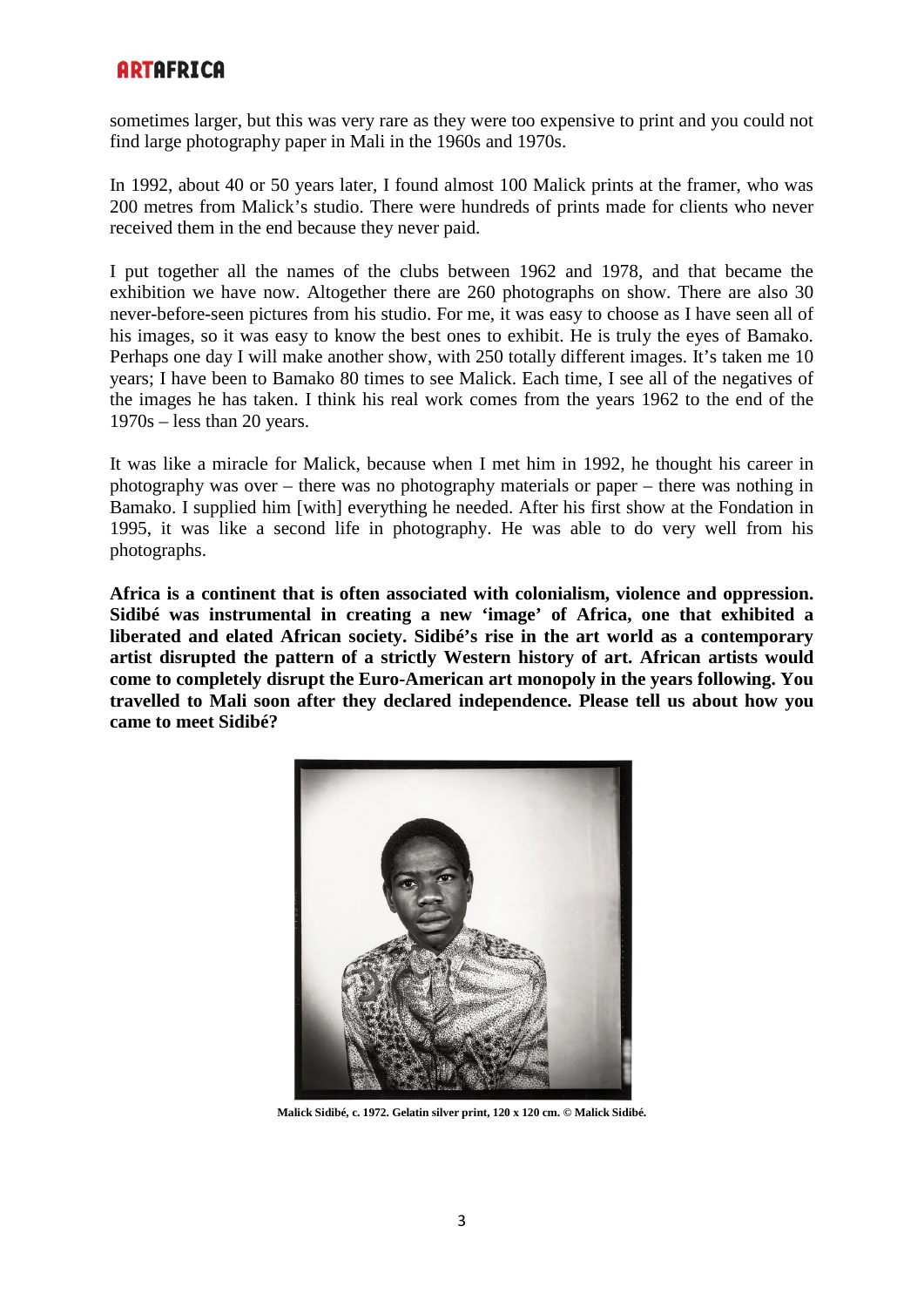sometimes larger, but this was very rare as they were too expensive to print and you could not find large photography paper in Mali in the 1960s and 1970s.

In 1992, about 40 or 50 years later, I found almost 100 Malick prints at the framer, who was 200 metres from Malick's studio. There were hundreds of prints made for clients who never received them in the end because they never paid.

I put together all the names of the clubs between 1962 and 1978, and that became the exhibition we have now. Altogether there are 260 photographs on show. There are also 30 never-before-seen pictures from his studio. For me, it was easy to choose as I have seen all of his images, so it was easy to know the best ones to exhibit. He is truly the eyes of Bamako. Perhaps one day I will make another show, with 250 totally different images. It's taken me 10 years; I have been to Bamako 80 times to see Malick. Each time, I see all of the negatives of the images he has taken. I think his real work comes from the years 1962 to the end of the 1970s – less than 20 years.

It was like a miracle for Malick, because when I met him in 1992, he thought his career in photography was over – there was no photography materials or paper – there was nothing in Bamako. I supplied him [with] everything he needed. After his first show at the Fondation in 1995, it was like a second life in photography. He was able to do very well from his photographs.

**Africa is a continent that is often associated with colonialism, violence and oppression. Sidibé was instrumental in creating a new 'image' of Africa, one that exhibited a liberated and elated African society. Sidibé's rise in the art world as a contemporary artist disrupted the pattern of a strictly Western history of art. African artists would come to completely disrupt the Euro-American art monopoly in the years following. You travelled to Mali soon after they declared independence. Please tell us about how you came to meet Sidibé?**

**Malick Sidibé, c. 1972. Gelatin silver print, 120 x 120 cm. © Malick Sidibé.**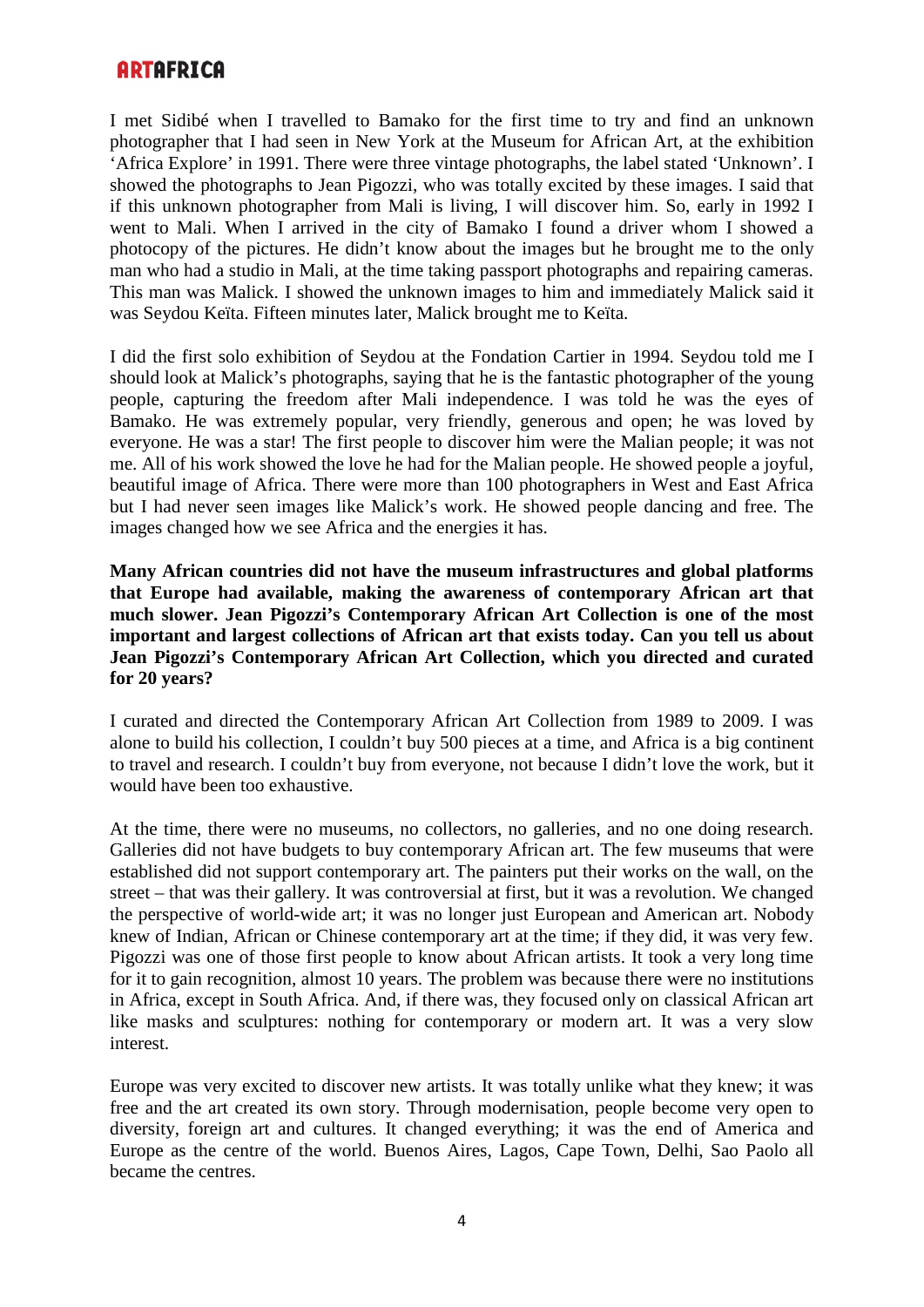I met Sidibé when I travelled to Bamako for the first time to try and find an unknown photographer that I had seen in New York at the Museum for African Art, at the exhibition 'Africa Explore' in 1991. There were three vintage photographs, the label stated 'Unknown'. I showed the photographs to Jean Pigozzi, who was totally excited by these images. I said that if this unknown photographer from Mali is living, I will discover him. So, early in 1992 I went to Mali. When I arrived in the city of Bamako I found a driver whom I showed a photocopy of the pictures. He didn't know about the images but he brought me to the only man who had a studio in Mali, at the time taking passport photographs and repairing cameras. This man was Malick. I showed the unknown images to him and immediately Malick said it was Seydou Keïta. Fifteen minutes later, Malick brought me to Keïta.

I did the first solo exhibition of Seydou at the Fondation Cartier in 1994. Seydou told me I should look at Malick's photographs, saying that he is the fantastic photographer of the young people, capturing the freedom after Mali independence. I was told he was the eyes of Bamako. He was extremely popular, very friendly, generous and open; he was loved by everyone. He was a star! The first people to discover him were the Malian people; it was not me. All of his work showed the love he had for the Malian people. He showed people a joyful, beautiful image of Africa. There were more than 100 photographers in West and East Africa but I had never seen images like Malick's work. He showed people dancing and free. The images changed how we see Africa and the energies it has.

**Many African countries did not have the museum infrastructures and global platforms that Europe had available, making the awareness of contemporary African art that much slower. Jean Pigozzi's Contemporary African Art Collection is one of the most important and largest collections of African art that exists today. Can you tell us about Jean Pigozzi's Contemporary African Art Collection, which you directed and curated for 20 years?**

I curated and directed the Contemporary African Art Collection from 1989 to 2009. I was alone to build his collection, I couldn't buy 500 pieces at a time, and Africa is a big continent to travel and research. I couldn't buy from everyone, not because I didn't love the work, but it would have been too exhaustive.

At the time, there were no museums, no collectors, no galleries, and no one doing research. Galleries did not have budgets to buy contemporary African art. The few museums that were established did not support contemporary art. The painters put their works on the wall, on the street – that was their gallery. It was controversial at first, but it was a revolution. We changed the perspective of world-wide art; it was no longer just European and American art. Nobody knew of Indian, African or Chinese contemporary art at the time; if they did, it was very few. Pigozzi was one of those first people to know about African artists. It took a very long time for it to gain recognition, almost 10 years. The problem was because there were no institutions in Africa, except in South Africa. And, if there was, they focused only on classical African art like masks and sculptures: nothing for contemporary or modern art. It was a very slow interest.

Europe was very excited to discover new artists. It was totally unlike what they knew; it was free and the art created its own story. Through modernisation, people become very open to diversity, foreign art and cultures. It changed everything; it was the end of America and Europe as the centre of the world. Buenos Aires, Lagos, Cape Town, Delhi, Sao Paolo all became the centres.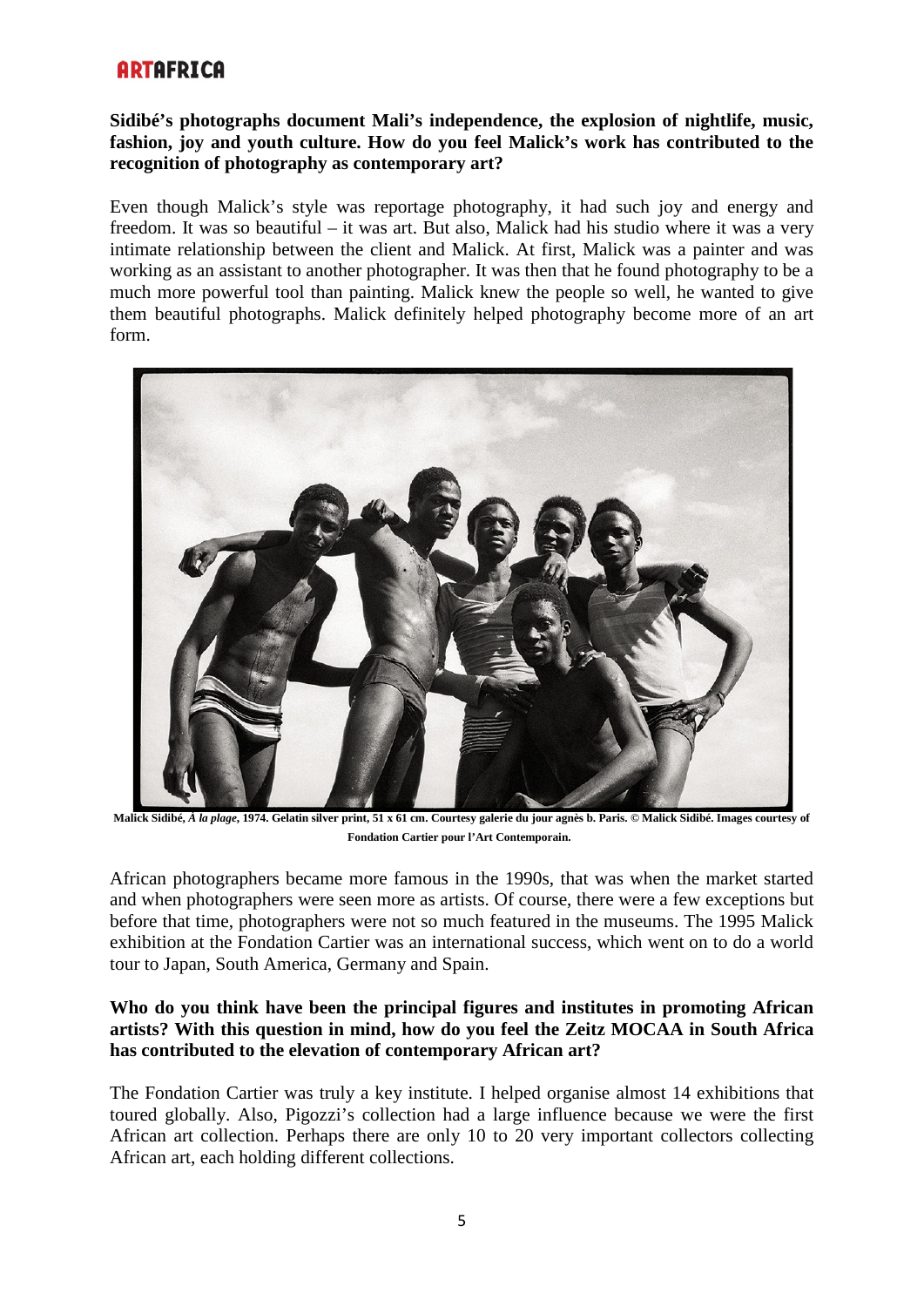**Sidibé's photographs document Mali's independence, the explosion of nightlife, music, fashion, joy and youth culture. How do you feel Malick's work has contributed to the recognition of photography as contemporary art?**

Even though Malick's style was reportage photography, it had such joy and energy and freedom. It was so beautiful – it was art. But also, Malick had his studio where it was a very intimate relationship between the client and Malick. At first, Malick was a painter and was working as an assistant to another photographer. It was then that he found photography to be a much more powerful tool than painting. Malick knew the people so well, he wanted to give them beautiful photographs. Malick definitely helped photography become more of an art form.

**Malick Sidibé, *À la plage*, 1974. Gelatin silver print, 51 x 61 cm. Courtesy galerie du jour agnès b. Paris. © Malick Sidibé. Images courtesy of Fondation Cartier pour l'Art Contemporain.**

African photographers became more famous in the 1990s, that was when the market started and when photographers were seen more as artists. Of course, there were a few exceptions but before that time, photographers were not so much featured in the museums. The 1995 Malick exhibition at the Fondation Cartier was an international success, which went on to do a world tour to Japan, South America, Germany and Spain.

**Who do you think have been the principal figures and institutes in promoting African artists? With this question in mind, how do you feel the Zeitz MOCAA in South Africa has contributed to the elevation of contemporary African art?**

The Fondation Cartier was truly a key institute. I helped organise almost 14 exhibitions that toured globally. Also, Pigozzi's collection had a large influence because we were the first African art collection. Perhaps there are only 10 to 20 very important collectors collecting African art, each holding different collections.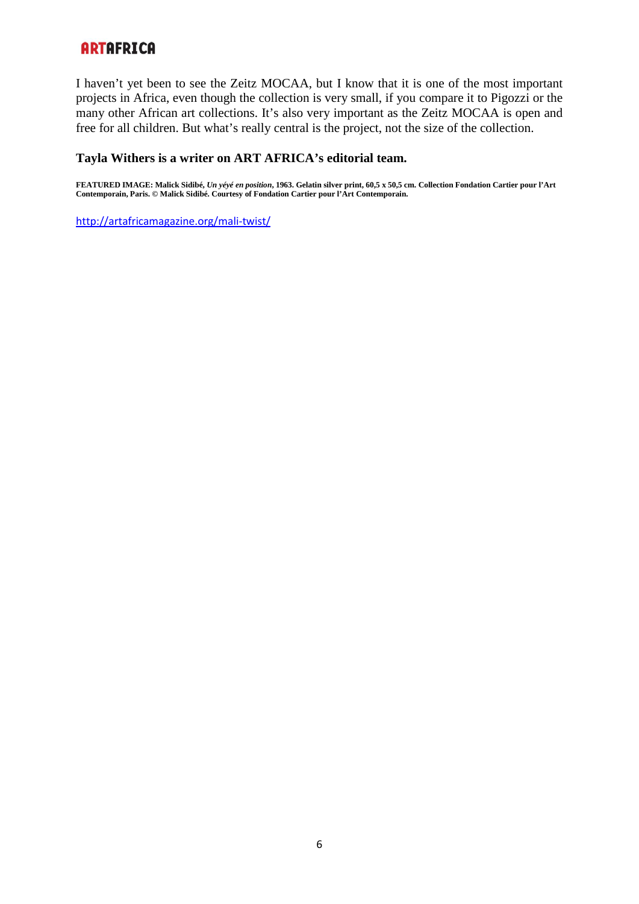I haven't yet been to see the Zeitz MOCAA, but I know that it is one of the most important projects in Africa, even though the collection is very small, if you compare it to Pigozzi or the many other African art collections. It's also very important as the Zeitz MOCAA is open and free for all children. But what's really central is the project, not the size of the collection.

**Tayla Withers is a writer on ART AFRICA's editorial team.**

**FEATURED IMAGE: Malick Sidibé, *Un yéyé en position*, 1963. Gelatin silver print, 60,5 x 50,5 cm. Collection Fondation Cartier pour l'Art Contemporain, Paris. © Malick Sidibé. Courtesy of Fondation Cartier pour l'Art Contemporain.**

http://artafricamagazine.org/mali-twist/